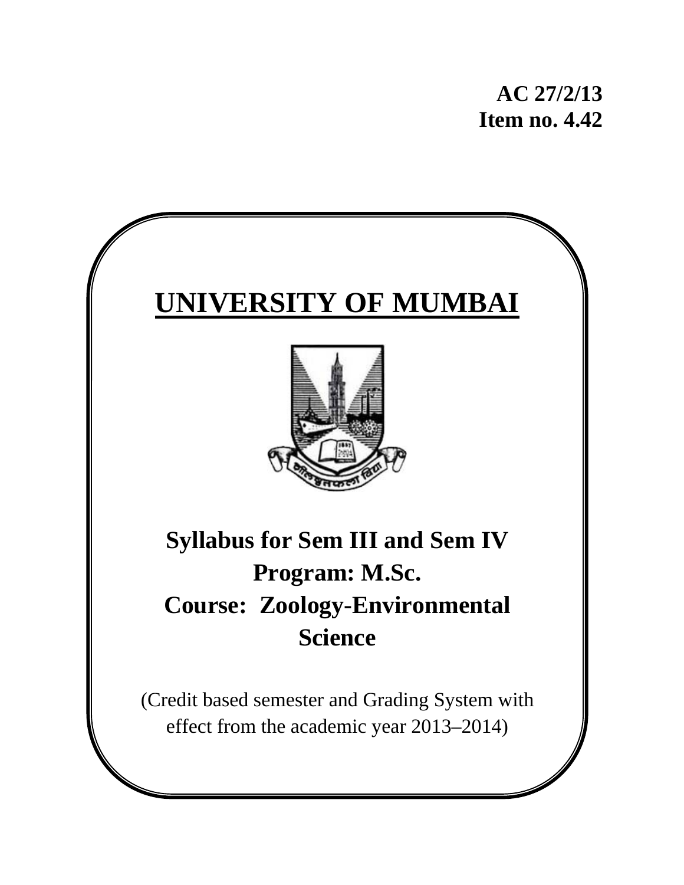**AC 27/2/13**
**Item no. 4.42**

# UNIVERSITY OF MUMBAI

## Syllabus for Sem III and Sem IV
## Program: M.Sc.
## Course: Zoology-Environmental Science

(Credit based semester and Grading System with effect from the academic year 2013–2014)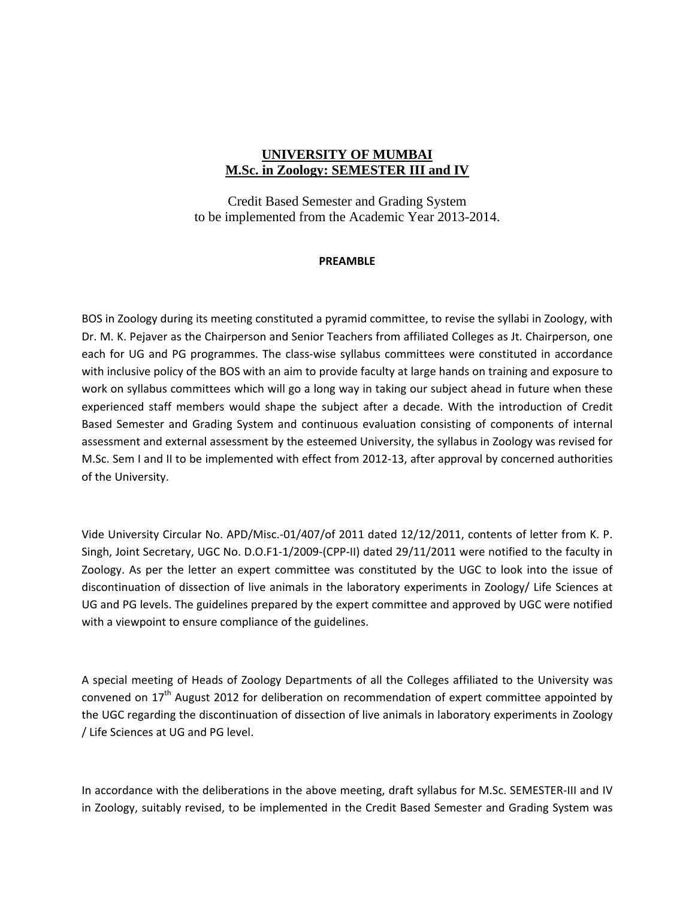# UNIVERSITY OF MUMBAI
## M.Sc. in Zoology: SEMESTER III and IV

Credit Based Semester and Grading System
to be implemented from the Academic Year 2013-2014.

**PREAMBLE**

BOS in Zoology during its meeting constituted a pyramid committee, to revise the syllabi in Zoology, with Dr. M. K. Pejaver as the Chairperson and Senior Teachers from affiliated Colleges as Jt. Chairperson, one each for UG and PG programmes. The class-wise syllabus committees were constituted in accordance with inclusive policy of the BOS with an aim to provide faculty at large hands on training and exposure to work on syllabus committees which will go a long way in taking our subject ahead in future when these experienced staff members would shape the subject after a decade. With the introduction of Credit Based Semester and Grading System and continuous evaluation consisting of components of internal assessment and external assessment by the esteemed University, the syllabus in Zoology was revised for M.Sc. Sem I and II to be implemented with effect from 2012-13, after approval by concerned authorities of the University.

Vide University Circular No. APD/Misc.-01/407/of 2011 dated 12/12/2011, contents of letter from K. P. Singh, Joint Secretary, UGC No. D.O.F1-1/2009-(CPP-II) dated 29/11/2011 were notified to the faculty in Zoology. As per the letter an expert committee was constituted by the UGC to look into the issue of discontinuation of dissection of live animals in the laboratory experiments in Zoology/ Life Sciences at UG and PG levels. The guidelines prepared by the expert committee and approved by UGC were notified with a viewpoint to ensure compliance of the guidelines.

A special meeting of Heads of Zoology Departments of all the Colleges affiliated to the University was convened on 17th August 2012 for deliberation on recommendation of expert committee appointed by the UGC regarding the discontinuation of dissection of live animals in laboratory experiments in Zoology / Life Sciences at UG and PG level.

In accordance with the deliberations in the above meeting, draft syllabus for M.Sc. SEMESTER-III and IV in Zoology, suitably revised, to be implemented in the Credit Based Semester and Grading System was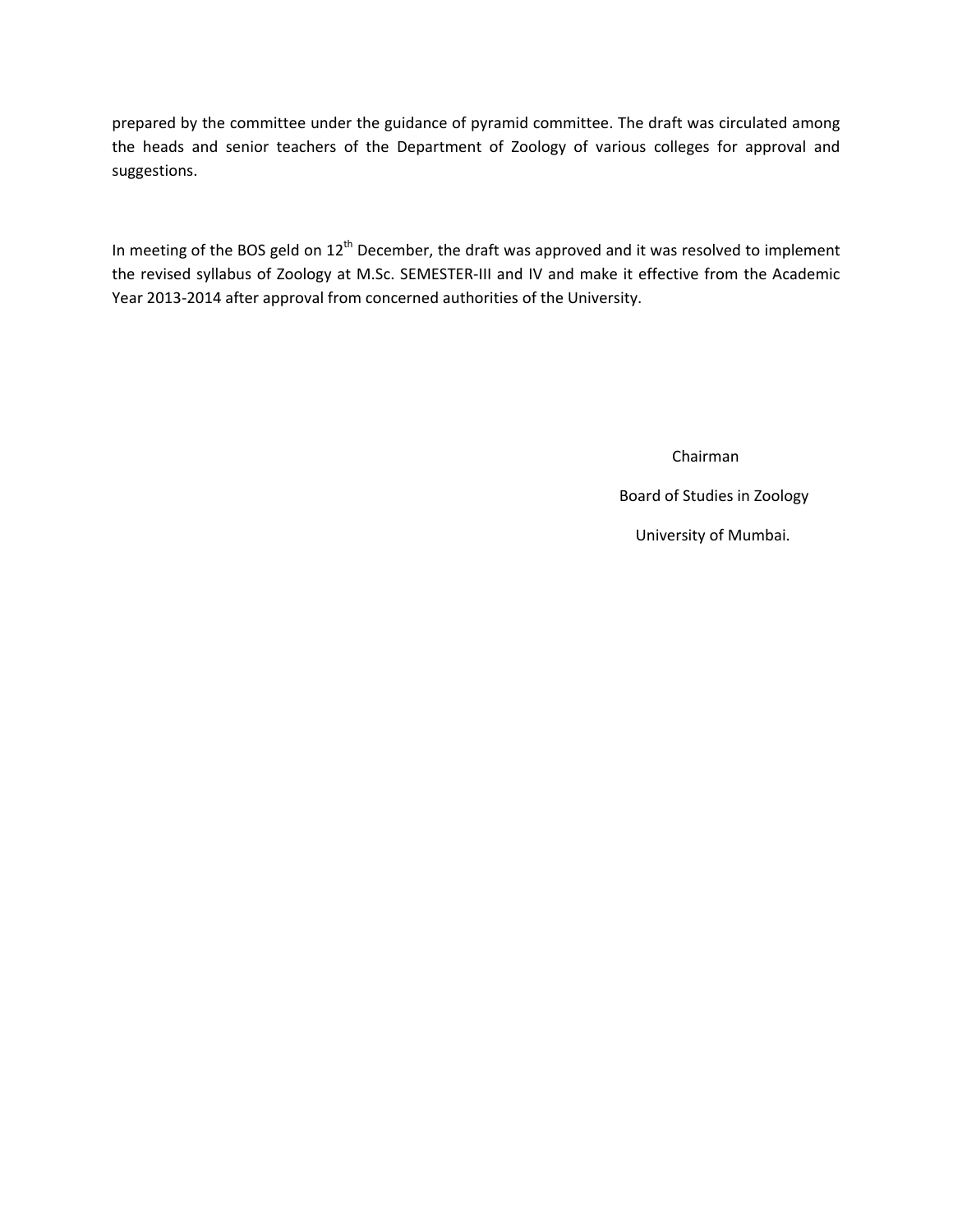prepared by the committee under the guidance of pyramid committee. The draft was circulated among the heads and senior teachers of the Department of Zoology of various colleges for approval and suggestions.

In meeting of the BOS geld on 12th December, the draft was approved and it was resolved to implement the revised syllabus of Zoology at M.Sc. SEMESTER-III and IV and make it effective from the Academic Year 2013-2014 after approval from concerned authorities of the University.

Chairman

Board of Studies in Zoology

University of Mumbai.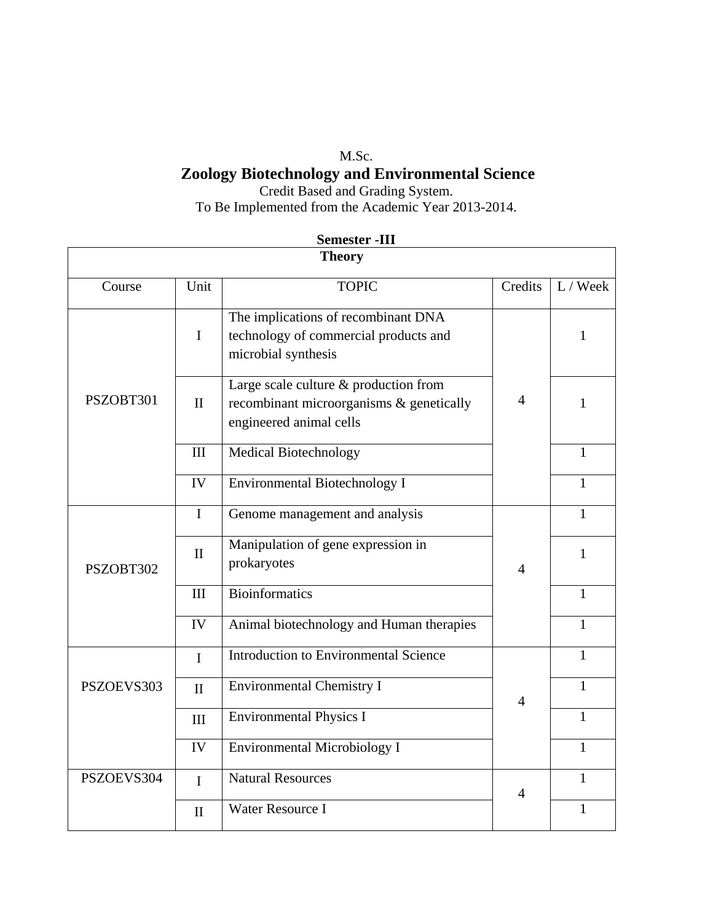M.Sc.

# Zoology Biotechnology and Environmental Science

Credit Based and Grading System.

To Be Implemented from the Academic Year 2013-2014.

**Semester -III**

| **Theory** | | | | |
|---|---|---|---|---|
| Course | Unit | TOPIC | Credits | L / Week |
| PSZOBT301 | I | The implications of recombinant DNA technology of commercial products and microbial synthesis | 4 | 1 |
| | II | Large scale culture & production from recombinant microorganisms & genetically engineered animal cells | | 1 |
| | III | Medical Biotechnology | | 1 |
| | IV | Environmental Biotechnology I | | 1 |
| PSZOBT302 | I | Genome management and analysis | 4 | 1 |
| | II | Manipulation of gene expression in prokaryotes | | 1 |
| | III | Bioinformatics | | 1 |
| | IV | Animal biotechnology and Human therapies | | 1 |
| PSZOEVS303 | I | Introduction to Environmental Science | 4 | 1 |
| | II | Environmental Chemistry I | | 1 |
| | III | Environmental Physics I | | 1 |
| | IV | Environmental Microbiology I | | 1 |
| PSZOEVS304 | I | Natural Resources | 4 | 1 |
| | II | Water Resource I | | 1 |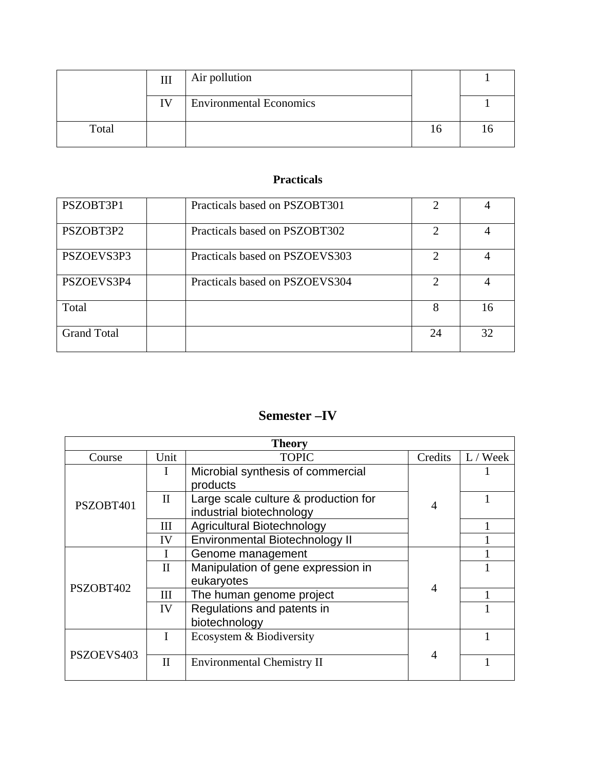|  | Unit | Topic | Credits | L / Week |
|---|---|---|---|---|
|  | III | Air pollution |  | 1 |
|  | IV | Environmental Economics |  | 1 |
| Total |  |  | 16 | 16 |

**Practicals**

|  |  |  |  |  |
|---|---|---|---|---|
| PSZOBT3P1 |  | Practicals based on PSZOBT301 | 2 | 4 |
| PSZOBT3P2 |  | Practicals based on PSZOBT302 | 2 | 4 |
| PSZOEVS3P3 |  | Practicals based on PSZOEVS303 | 2 | 4 |
| PSZOEVS3P4 |  | Practicals based on PSZOEVS304 | 2 | 4 |
| Total |  |  | 8 | 16 |
| Grand Total |  |  | 24 | 32 |

## Semester –IV

| Theory | | | | |
|---|---|---|---|---|
| Course | Unit | TOPIC | Credits | L / Week |
| PSZOBT401 | I | Microbial synthesis of commercial products | 4 | 1 |
|  | II | Large scale culture & production for industrial biotechnology |  | 1 |
|  | III | Agricultural Biotechnology |  | 1 |
|  | IV | Environmental Biotechnology II |  | 1 |
| PSZOBT402 | I | Genome management | 4 | 1 |
|  | II | Manipulation of gene expression in eukaryotes |  | 1 |
|  | III | The human genome project |  | 1 |
|  | IV | Regulations and patents in biotechnology |  | 1 |
| PSZOEVS403 | I | Ecosystem & Biodiversity | 4 | 1 |
|  | II | Environmental Chemistry II |  | 1 |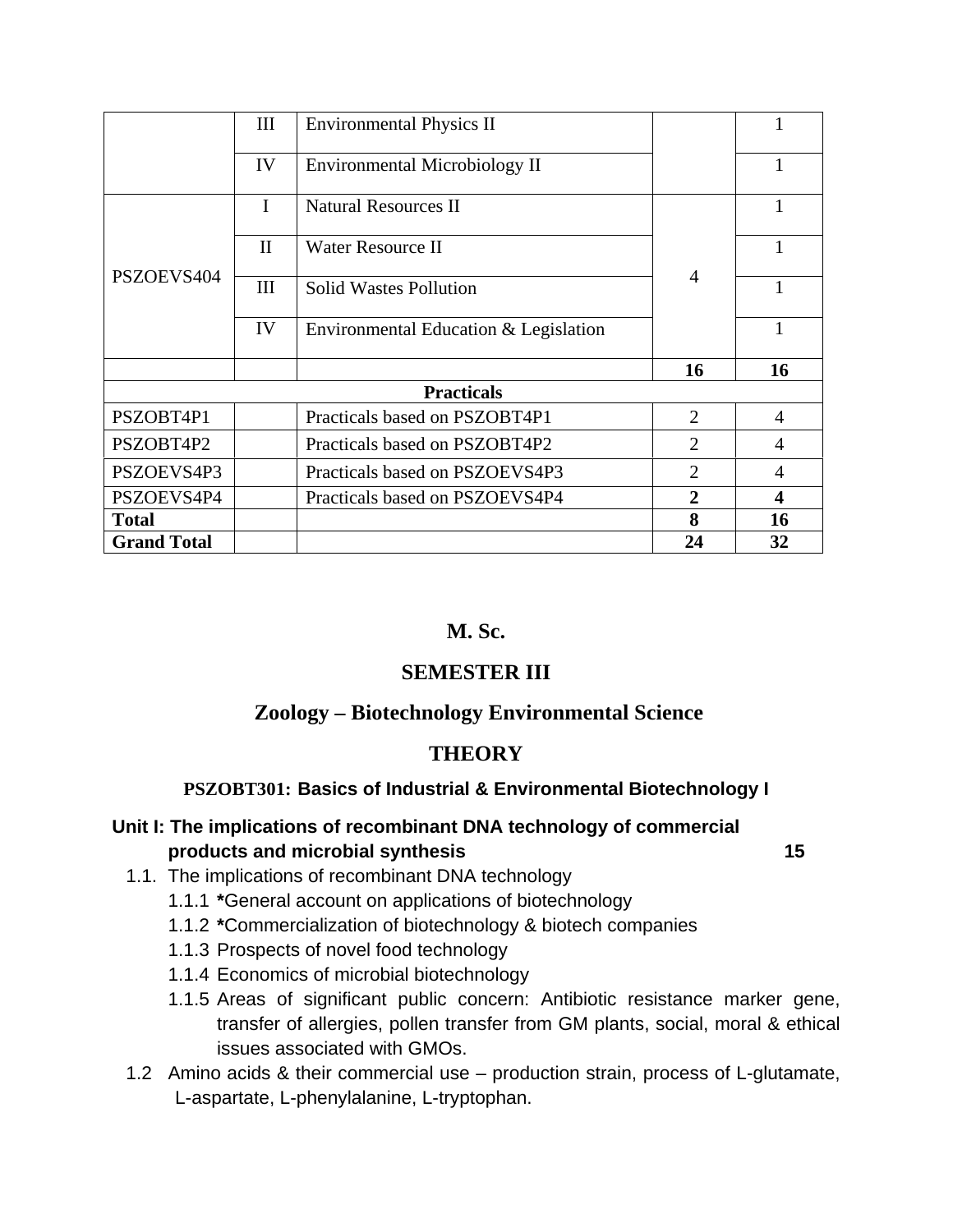| | | | | |
|---|---|---|---|---|
| | III | Environmental Physics II | | 1 |
| | IV | Environmental Microbiology II | | 1 |
| PSZOEVS404 | I | Natural Resources II | 4 | 1 |
| | II | Water Resource II | | 1 |
| | III | Solid Wastes Pollution | | 1 |
| | IV | Environmental Education & Legislation | | 1 |
| | | | **16** | **16** |
| **Practicals** | | | | |
| PSZOBT4P1 | | Practicals based on PSZOBT4P1 | 2 | 4 |
| PSZOBT4P2 | | Practicals based on PSZOBT4P2 | 2 | 4 |
| PSZOEVS4P3 | | Practicals based on PSZOEVS4P3 | 2 | 4 |
| PSZOEVS4P4 | | Practicals based on PSZOEVS4P4 | **2** | **4** |
| **Total** | | | **8** | **16** |
| **Grand Total** | | | **24** | **32** |

## M. Sc.

## SEMESTER III

## Zoology – Biotechnology Environmental Science

## THEORY

### PSZOBT301: Basics of Industrial & Environmental Biotechnology I

**Unit I: The implications of recombinant DNA technology of commercial products and microbial synthesis** **15**

1.1. The implications of recombinant DNA technology
  - 1.1.1 ***General account on applications of biotechnology**
  - 1.1.2 ***Commercialization of biotechnology & biotech companies**
  - 1.1.3 Prospects of novel food technology
  - 1.1.4 Economics of microbial biotechnology
  - 1.1.5 Areas of significant public concern: Antibiotic resistance marker gene, transfer of allergies, pollen transfer from GM plants, social, moral & ethical issues associated with GMOs.

1.2 Amino acids & their commercial use – production strain, process of L-glutamate, L-aspartate, L-phenylalanine, L-tryptophan.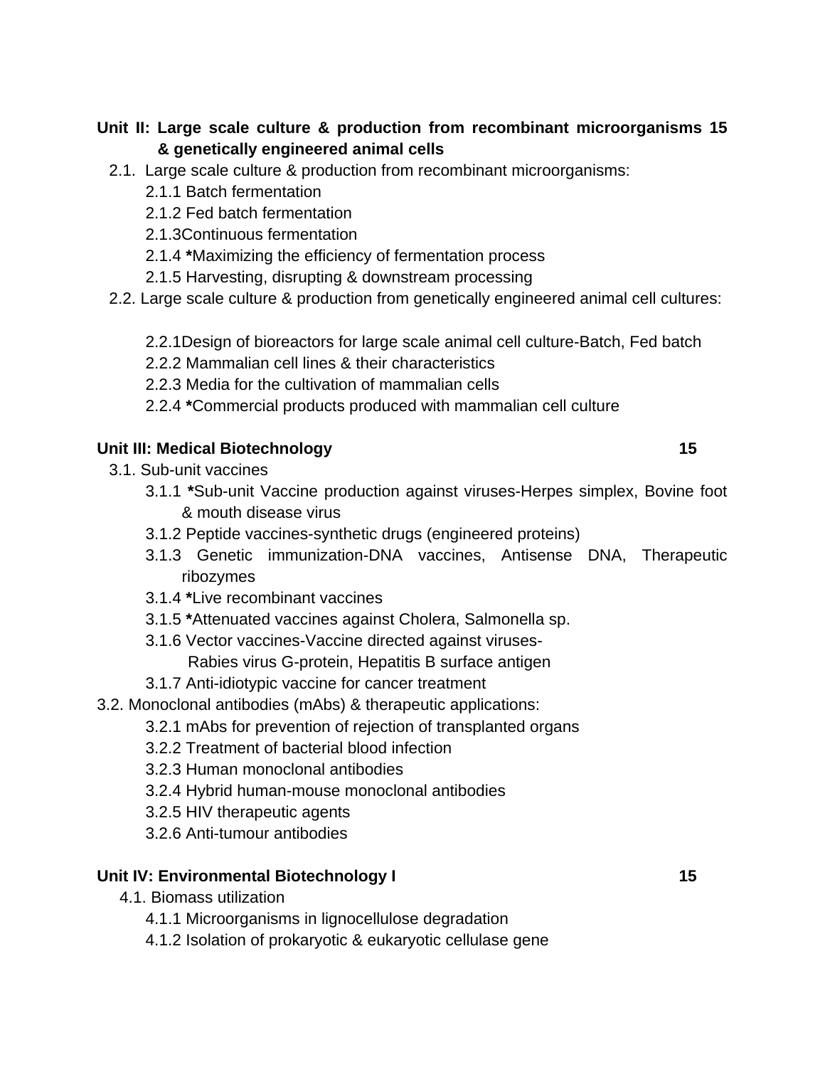**Unit II: Large scale culture & production from recombinant microorganisms & genetically engineered animal cells** **15**

2.1. Large scale culture & production from recombinant microorganisms:

- 2.1.1 Batch fermentation
- 2.1.2 Fed batch fermentation
- 2.1.3Continuous fermentation
- 2.1.4 ***Maximizing the efficiency of fermentation process
- 2.1.5 Harvesting, disrupting & downstream processing

2.2. Large scale culture & production from genetically engineered animal cell cultures:

- 2.2.1Design of bioreactors for large scale animal cell culture-Batch, Fed batch
- 2.2.2 Mammalian cell lines & their characteristics
- 2.2.3 Media for the cultivation of mammalian cells
- 2.2.4 ***Commercial products produced with mammalian cell culture

**Unit III: Medical Biotechnology** **15**

3.1. Sub-unit vaccines

- 3.1.1 ***Sub-unit Vaccine production against viruses-Herpes simplex, Bovine foot & mouth disease virus
- 3.1.2 Peptide vaccines-synthetic drugs (engineered proteins)
- 3.1.3 Genetic immunization-DNA vaccines, Antisense DNA, Therapeutic ribozymes
- 3.1.4 ***Live recombinant vaccines
- 3.1.5 ***Attenuated vaccines against Cholera, Salmonella sp.
- 3.1.6 Vector vaccines-Vaccine directed against viruses-
  Rabies virus G-protein, Hepatitis B surface antigen
- 3.1.7 Anti-idiotypic vaccine for cancer treatment

3.2. Monoclonal antibodies (mAbs) & therapeutic applications:

- 3.2.1 mAbs for prevention of rejection of transplanted organs
- 3.2.2 Treatment of bacterial blood infection
- 3.2.3 Human monoclonal antibodies
- 3.2.4 Hybrid human-mouse monoclonal antibodies
- 3.2.5 HIV therapeutic agents
- 3.2.6 Anti-tumour antibodies

**Unit IV: Environmental Biotechnology I** **15**

4.1. Biomass utilization

- 4.1.1 Microorganisms in lignocellulose degradation
- 4.1.2 Isolation of prokaryotic & eukaryotic cellulase gene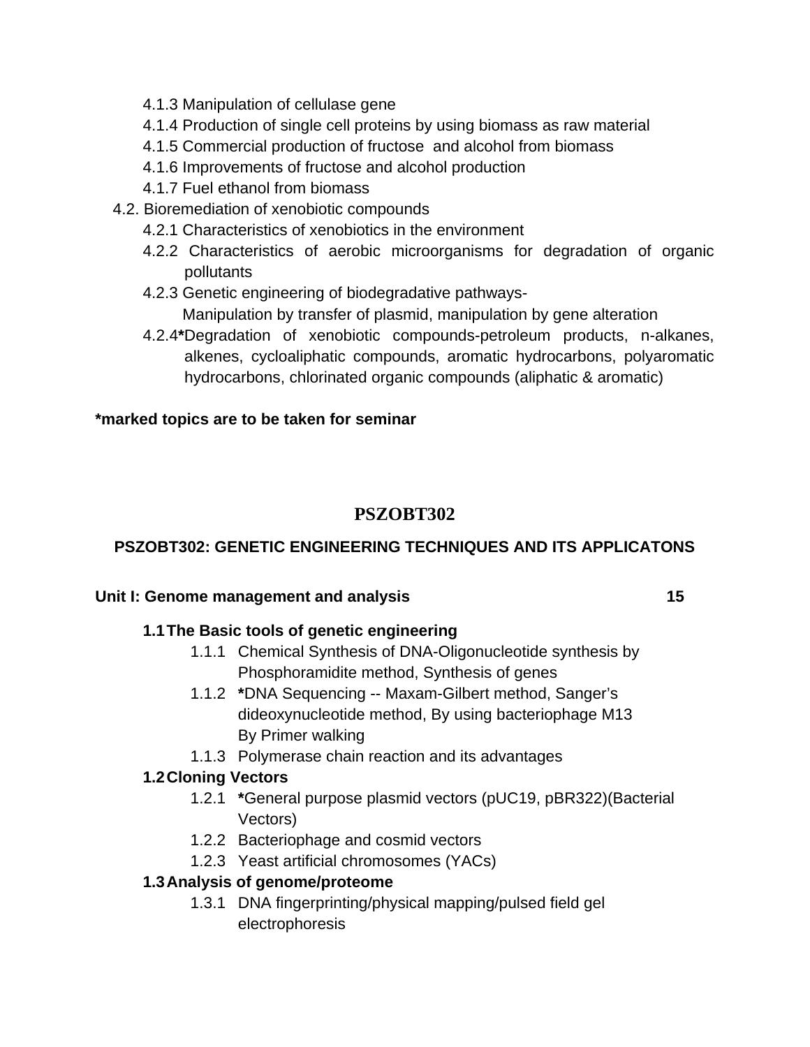- 4.1.3 Manipulation of cellulase gene
- 4.1.4 Production of single cell proteins by using biomass as raw material
- 4.1.5 Commercial production of fructose and alcohol from biomass
- 4.1.6 Improvements of fructose and alcohol production
- 4.1.7 Fuel ethanol from biomass

4.2. Bioremediation of xenobiotic compounds

- 4.2.1 Characteristics of xenobiotics in the environment
- 4.2.2 Characteristics of aerobic microorganisms for degradation of organic pollutants
- 4.2.3 Genetic engineering of biodegradative pathways- Manipulation by transfer of plasmid, manipulation by gene alteration
- 4.2.4***Degradation of xenobiotic compounds-petroleum products, n-alkanes, alkenes, cycloaliphatic compounds, aromatic hydrocarbons, polyaromatic hydrocarbons, chlorinated organic compounds (aliphatic & aromatic)

**\*marked topics are to be taken for seminar**

# PSZOBT302

## PSZOBT302: GENETIC ENGINEERING TECHNIQUES AND ITS APPLICATONS

**Unit I: Genome management and analysis 15**

**1.1 The Basic tools of genetic engineering**

- 1.1.1 Chemical Synthesis of DNA-Oligonucleotide synthesis by Phosphoramidite method, Synthesis of genes
- 1.1.2 ***DNA Sequencing -- Maxam-Gilbert method, Sanger's dideoxynucleotide method, By using bacteriophage M13 By Primer walking
- 1.1.3 Polymerase chain reaction and its advantages

**1.2 Cloning Vectors**

- 1.2.1 ***General purpose plasmid vectors (pUC19, pBR322)(Bacterial Vectors)
- 1.2.2 Bacteriophage and cosmid vectors
- 1.2.3 Yeast artificial chromosomes (YACs)

**1.3 Analysis of genome/proteome**

- 1.3.1 DNA fingerprinting/physical mapping/pulsed field gel electrophoresis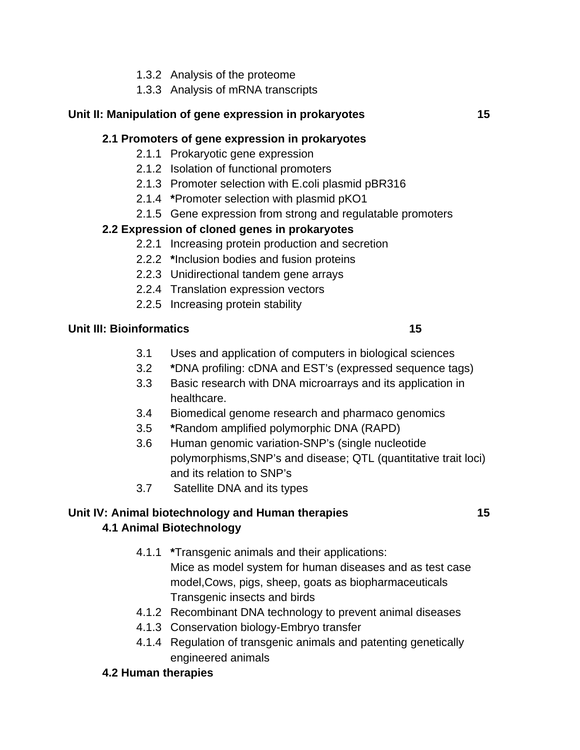- 1.3.2 Analysis of the proteome
- 1.3.3 Analysis of mRNA transcripts

**Unit II: Manipulation of gene expression in prokaryotes 15**

**2.1 Promoters of gene expression in prokaryotes**

- 2.1.1 Prokaryotic gene expression
- 2.1.2 Isolation of functional promoters
- 2.1.3 Promoter selection with E.coli plasmid pBR316
- 2.1.4 ***Promoter selection with plasmid pKO1
- 2.1.5 Gene expression from strong and regulatable promoters

**2.2 Expression of cloned genes in prokaryotes**

- 2.2.1 Increasing protein production and secretion
- 2.2.2 ***Inclusion bodies and fusion proteins
- 2.2.3 Unidirectional tandem gene arrays
- 2.2.4 Translation expression vectors
- 2.2.5 Increasing protein stability

**Unit III: Bioinformatics 15**

- 3.1 Uses and application of computers in biological sciences
- 3.2 ***DNA profiling: cDNA and EST's (expressed sequence tags)
- 3.3 Basic research with DNA microarrays and its application in healthcare.
- 3.4 Biomedical genome research and pharmaco genomics
- 3.5 ***Random amplified polymorphic DNA (RAPD)
- 3.6 Human genomic variation-SNP's (single nucleotide polymorphisms,SNP's and disease; QTL (quantitative trait loci) and its relation to SNP's
- 3.7 Satellite DNA and its types

**Unit IV: Animal biotechnology and Human therapies 15**

**4.1 Animal Biotechnology**

- 4.1.1 ***Transgenic animals and their applications:
  Mice as model system for human diseases and as test case model,Cows, pigs, sheep, goats as biopharmaceuticals
  Transgenic insects and birds
- 4.1.2 Recombinant DNA technology to prevent animal diseases
- 4.1.3 Conservation biology-Embryo transfer
- 4.1.4 Regulation of transgenic animals and patenting genetically engineered animals

**4.2 Human therapies**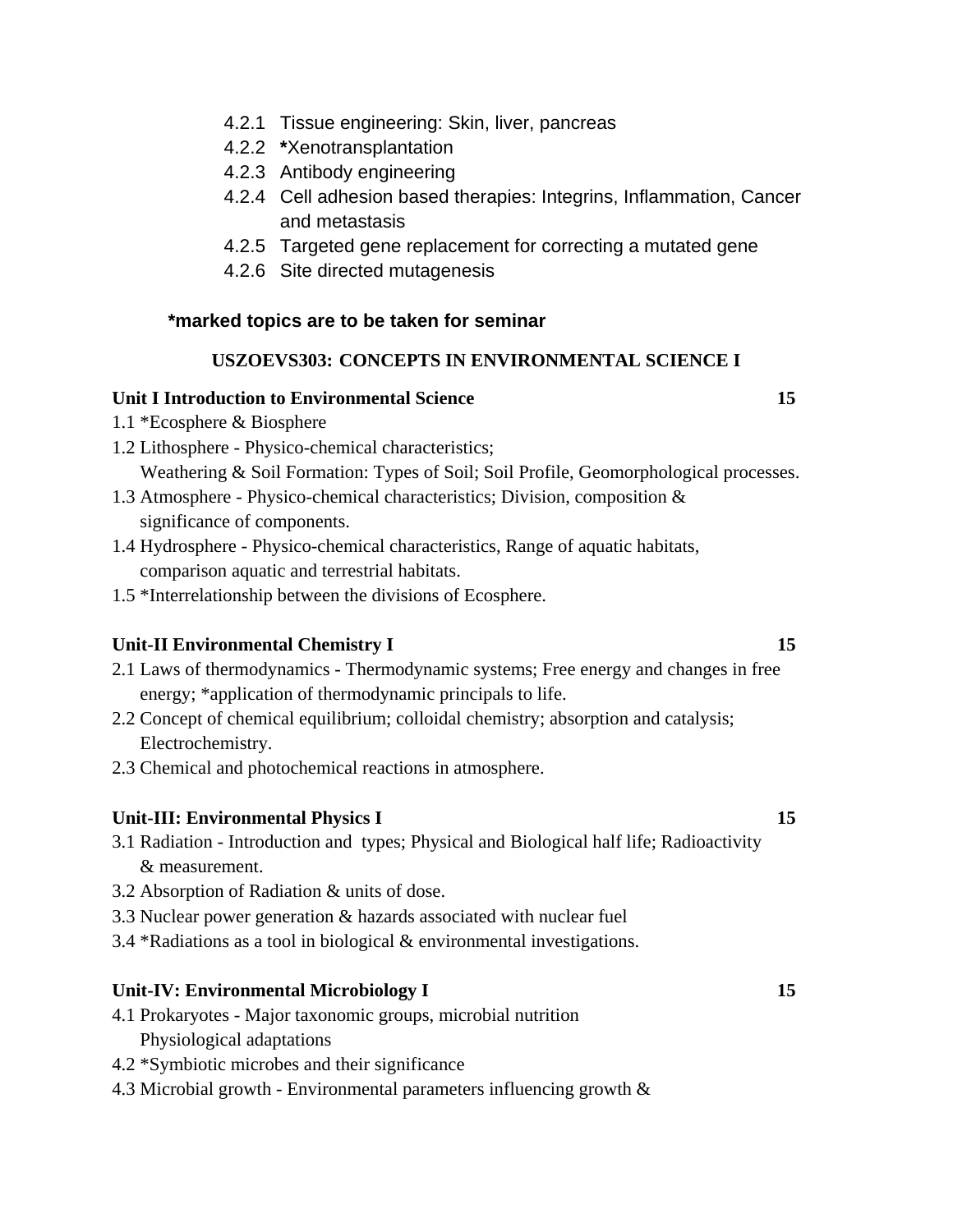- 4.2.1 Tissue engineering: Skin, liver, pancreas
- 4.2.2 ***Xenotransplantation**
- 4.2.3 Antibody engineering
- 4.2.4 Cell adhesion based therapies: Integrins, Inflammation, Cancer and metastasis
- 4.2.5 Targeted gene replacement for correcting a mutated gene
- 4.2.6 Site directed mutagenesis

**\*marked topics are to be taken for seminar**

## USZOEVS303: CONCEPTS IN ENVIRONMENTAL SCIENCE I

### Unit I Introduction to Environmental Science — 15

1.1 *Ecosphere & Biosphere

1.2 Lithosphere - Physico-chemical characteristics;
Weathering & Soil Formation: Types of Soil; Soil Profile, Geomorphological processes.

1.3 Atmosphere - Physico-chemical characteristics; Division, composition & significance of components.

1.4 Hydrosphere - Physico-chemical characteristics, Range of aquatic habitats, comparison aquatic and terrestrial habitats.

1.5 *Interrelationship between the divisions of Ecosphere.

### Unit-II Environmental Chemistry I — 15

2.1 Laws of thermodynamics - Thermodynamic systems; Free energy and changes in free energy; *application of thermodynamic principals to life.

2.2 Concept of chemical equilibrium; colloidal chemistry; absorption and catalysis; Electrochemistry.

2.3 Chemical and photochemical reactions in atmosphere.

### Unit-III: Environmental Physics I — 15

3.1 Radiation - Introduction and types; Physical and Biological half life; Radioactivity & measurement.

3.2 Absorption of Radiation & units of dose.

3.3 Nuclear power generation & hazards associated with nuclear fuel

3.4 *Radiations as a tool in biological & environmental investigations.

### Unit-IV: Environmental Microbiology I — 15

4.1 Prokaryotes - Major taxonomic groups, microbial nutrition
Physiological adaptations

4.2 *Symbiotic microbes and their significance

4.3 Microbial growth - Environmental parameters influencing growth &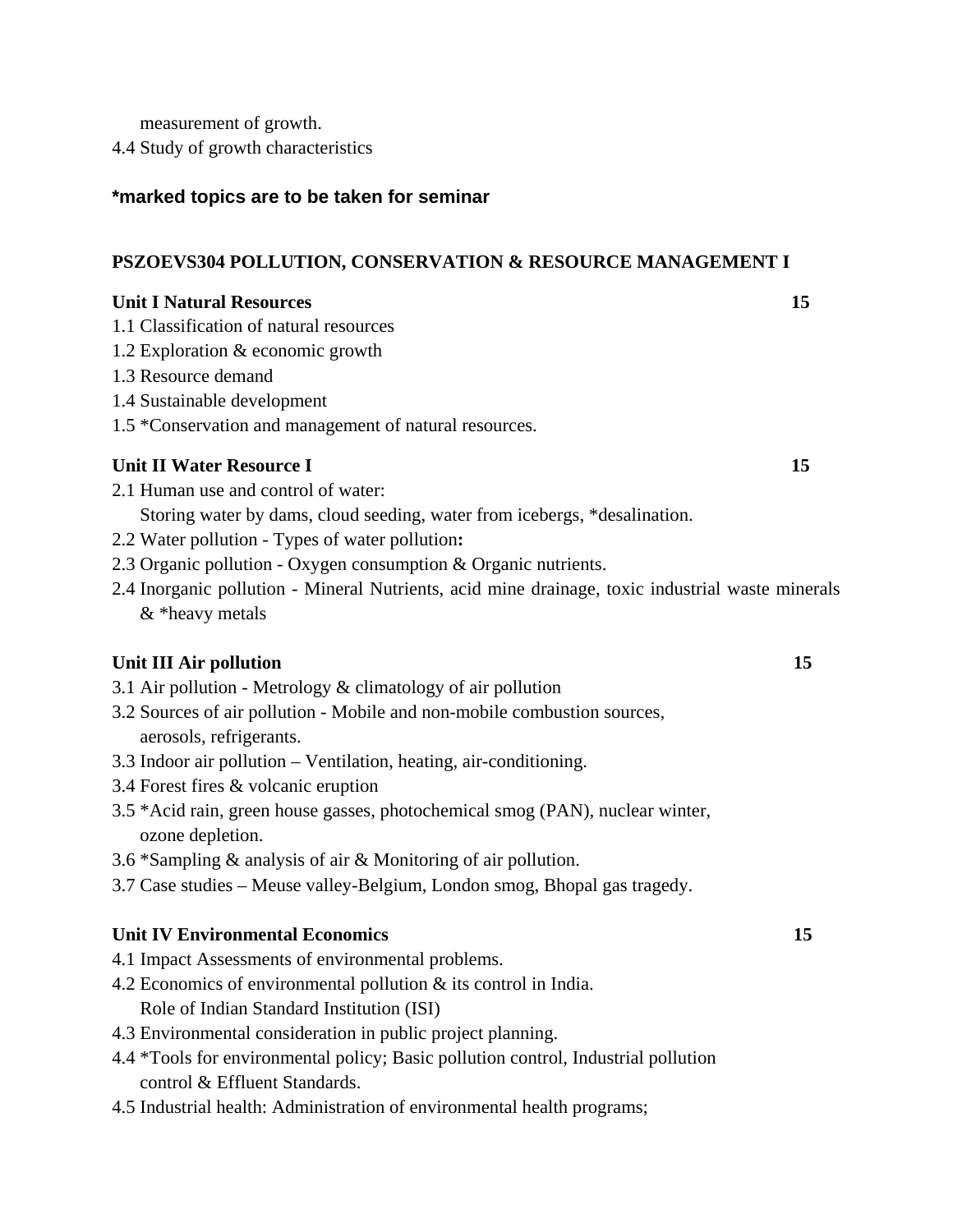measurement of growth.

4.4 Study of growth characteristics

**\*marked topics are to be taken for seminar**

## PSZOEVS304 POLLUTION, CONSERVATION & RESOURCE MANAGEMENT I

**Unit I Natural Resources** **15**

1.1 Classification of natural resources
1.2 Exploration & economic growth
1.3 Resource demand
1.4 Sustainable development
1.5 *Conservation and management of natural resources.

**Unit II Water Resource I** **15**

2.1 Human use and control of water:
Storing water by dams, cloud seeding, water from icebergs, *desalination.
2.2 Water pollution - Types of water pollution**:**
2.3 Organic pollution - Oxygen consumption & Organic nutrients.
2.4 Inorganic pollution - Mineral Nutrients, acid mine drainage, toxic industrial waste minerals & *heavy metals

**Unit III Air pollution** **15**

3.1 Air pollution - Metrology & climatology of air pollution
3.2 Sources of air pollution - Mobile and non-mobile combustion sources, aerosols, refrigerants.
3.3 Indoor air pollution – Ventilation, heating, air-conditioning.
3.4 Forest fires & volcanic eruption
3.5 *Acid rain, green house gasses, photochemical smog (PAN), nuclear winter, ozone depletion.
3.6 *Sampling & analysis of air & Monitoring of air pollution.
3.7 Case studies – Meuse valley-Belgium, London smog, Bhopal gas tragedy.

**Unit IV Environmental Economics** **15**

4.1 Impact Assessments of environmental problems.
4.2 Economics of environmental pollution & its control in India.
Role of Indian Standard Institution (ISI)
4.3 Environmental consideration in public project planning.
4.4 *Tools for environmental policy; Basic pollution control, Industrial pollution control & Effluent Standards.
4.5 Industrial health: Administration of environmental health programs;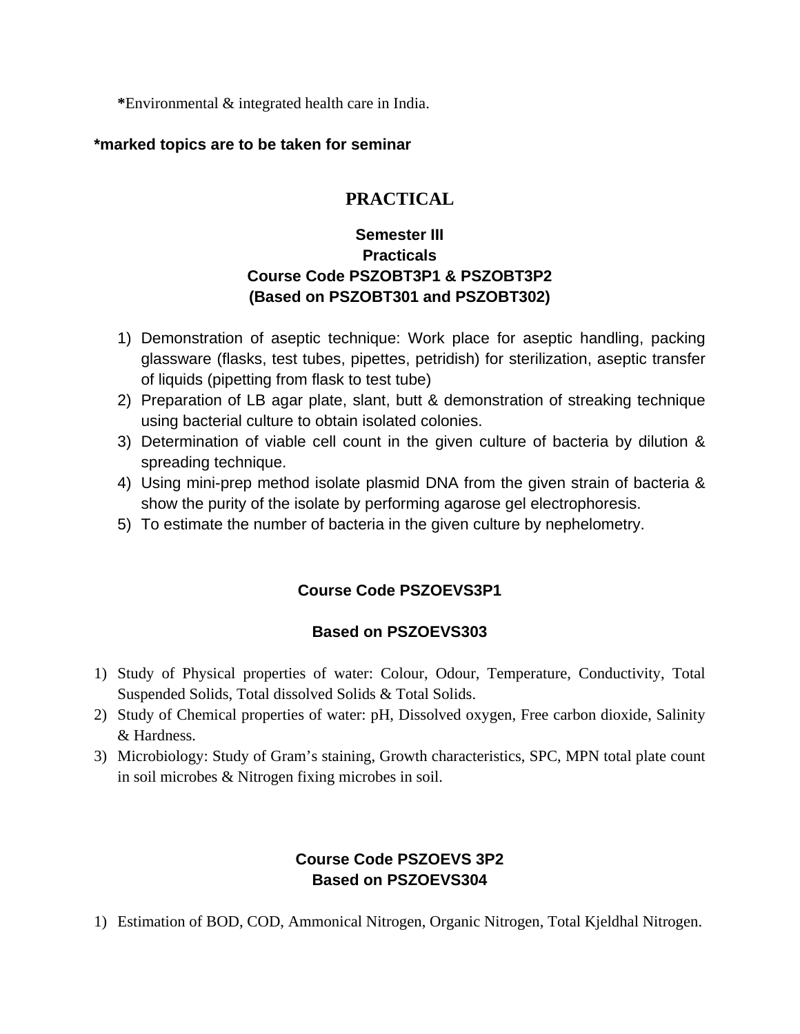***Environmental & integrated health care in India.**

***marked topics are to be taken for seminar**

# PRACTICAL

## Semester III
## Practicals
## Course Code PSZOBT3P1 & PSZOBT3P2
## (Based on PSZOBT301 and PSZOBT302)

1) Demonstration of aseptic technique: Work place for aseptic handling, packing glassware (flasks, test tubes, pipettes, petridish) for sterilization, aseptic transfer of liquids (pipetting from flask to test tube)
2) Preparation of LB agar plate, slant, butt & demonstration of streaking technique using bacterial culture to obtain isolated colonies.
3) Determination of viable cell count in the given culture of bacteria by dilution & spreading technique.
4) Using mini-prep method isolate plasmid DNA from the given strain of bacteria & show the purity of the isolate by performing agarose gel electrophoresis.
5) To estimate the number of bacteria in the given culture by nephelometry.

## Course Code PSZOEVS3P1

## Based on PSZOEVS303

1) Study of Physical properties of water: Colour, Odour, Temperature, Conductivity, Total Suspended Solids, Total dissolved Solids & Total Solids.
2) Study of Chemical properties of water: pH, Dissolved oxygen, Free carbon dioxide, Salinity & Hardness.
3) Microbiology: Study of Gram's staining, Growth characteristics, SPC, MPN total plate count in soil microbes & Nitrogen fixing microbes in soil.

## Course Code PSZOEVS 3P2
## Based on PSZOEVS304

1) Estimation of BOD, COD, Ammonical Nitrogen, Organic Nitrogen, Total Kjeldhal Nitrogen.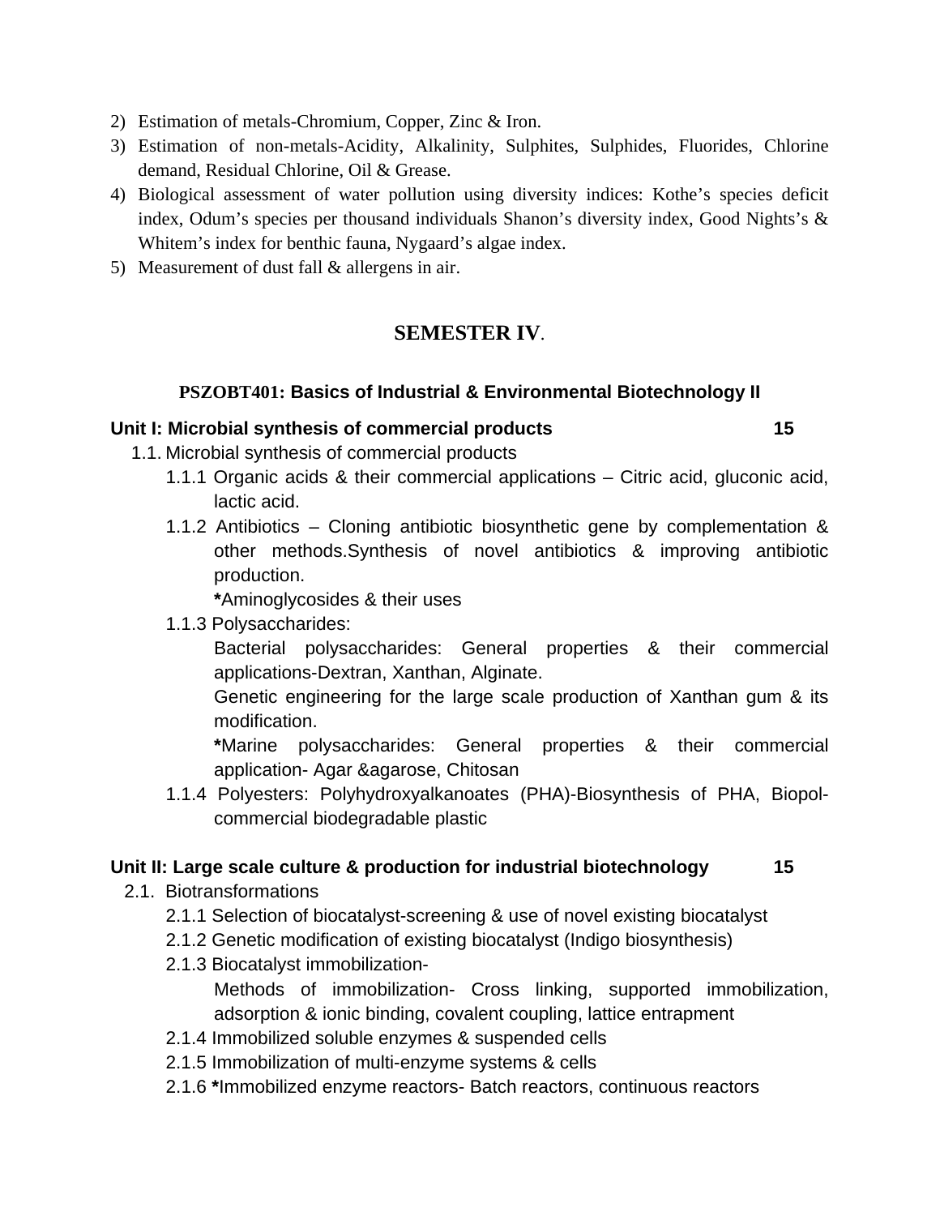2) Estimation of metals-Chromium, Copper, Zinc & Iron.
3) Estimation of non-metals-Acidity, Alkalinity, Sulphites, Sulphides, Fluorides, Chlorine demand, Residual Chlorine, Oil & Grease.
4) Biological assessment of water pollution using diversity indices: Kothe's species deficit index, Odum's species per thousand individuals Shanon's diversity index, Good Nights's & Whitem's index for benthic fauna, Nygaard's algae index.
5) Measurement of dust fall & allergens in air.

## SEMESTER IV.

### PSZOBT401: Basics of Industrial & Environmental Biotechnology II

**Unit I: Microbial synthesis of commercial products 15**

1.1. Microbial synthesis of commercial products

- 1.1.1 Organic acids & their commercial applications – Citric acid, gluconic acid, lactic acid.
- 1.1.2 Antibiotics – Cloning antibiotic biosynthetic gene by complementation & other methods.Synthesis of novel antibiotics & improving antibiotic production.
  **\***Aminoglycosides & their uses
- 1.1.3 Polysaccharides:
  Bacterial polysaccharides: General properties & their commercial applications-Dextran, Xanthan, Alginate.
  Genetic engineering for the large scale production of Xanthan gum & its modification.
  **\***Marine polysaccharides: General properties & their commercial application- Agar &agarose, Chitosan
- 1.1.4 Polyesters: Polyhydroxyalkanoates (PHA)-Biosynthesis of PHA, Biopol- commercial biodegradable plastic

**Unit II: Large scale culture & production for industrial biotechnology 15**

2.1. Biotransformations

- 2.1.1 Selection of biocatalyst-screening & use of novel existing biocatalyst
- 2.1.2 Genetic modification of existing biocatalyst (Indigo biosynthesis)
- 2.1.3 Biocatalyst immobilization-
  Methods of immobilization- Cross linking, supported immobilization, adsorption & ionic binding, covalent coupling, lattice entrapment
- 2.1.4 Immobilized soluble enzymes & suspended cells
- 2.1.5 Immobilization of multi-enzyme systems & cells
- 2.1.6 **\***Immobilized enzyme reactors- Batch reactors, continuous reactors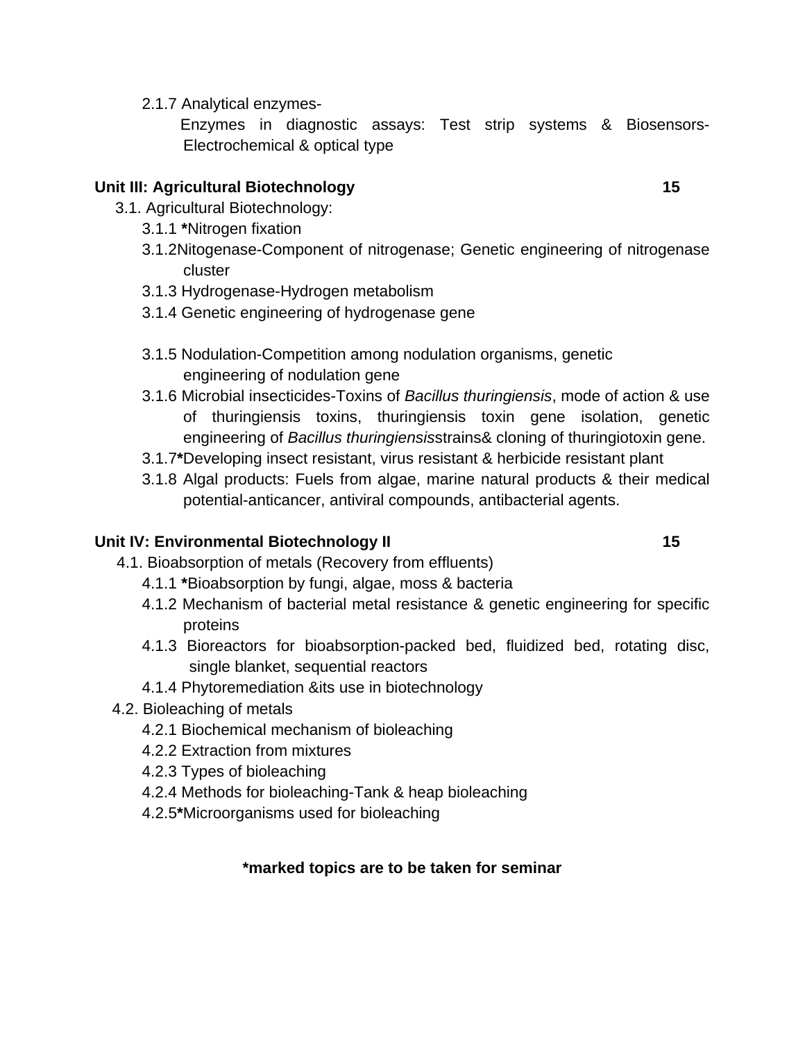2.1.7 Analytical enzymes-

Enzymes in diagnostic assays: Test strip systems & Biosensors-Electrochemical & optical type

**Unit III: Agricultural Biotechnology** **15**

3.1. Agricultural Biotechnology:

- 3.1.1 ***Nitrogen fixation**
- 3.1.2Nitogenase-Component of nitrogenase; Genetic engineering of nitrogenase cluster
- 3.1.3 Hydrogenase-Hydrogen metabolism
- 3.1.4 Genetic engineering of hydrogenase gene
- 3.1.5 Nodulation-Competition among nodulation organisms, genetic engineering of nodulation gene
- 3.1.6 Microbial insecticides-Toxins of *Bacillus thuringiensis*, mode of action & use of thuringiensis toxins, thuringiensis toxin gene isolation, genetic engineering of *Bacillus thuringiensis*strains& cloning of thuringiotoxin gene.
- 3.1.7**\***Developing insect resistant, virus resistant & herbicide resistant plant
- 3.1.8 Algal products: Fuels from algae, marine natural products & their medical potential-anticancer, antiviral compounds, antibacterial agents.

**Unit IV: Environmental Biotechnology II** **15**

4.1. Bioabsorption of metals (Recovery from effluents)

- 4.1.1 ***Bioabsorption by fungi, algae, moss & bacteria**
- 4.1.2 Mechanism of bacterial metal resistance & genetic engineering for specific proteins
- 4.1.3 Bioreactors for bioabsorption-packed bed, fluidized bed, rotating disc, single blanket, sequential reactors
- 4.1.4 Phytoremediation &its use in biotechnology

4.2. Bioleaching of metals

- 4.2.1 Biochemical mechanism of bioleaching
- 4.2.2 Extraction from mixtures
- 4.2.3 Types of bioleaching
- 4.2.4 Methods for bioleaching-Tank & heap bioleaching
- 4.2.5**\***Microorganisms used for bioleaching

**\*marked topics are to be taken for seminar**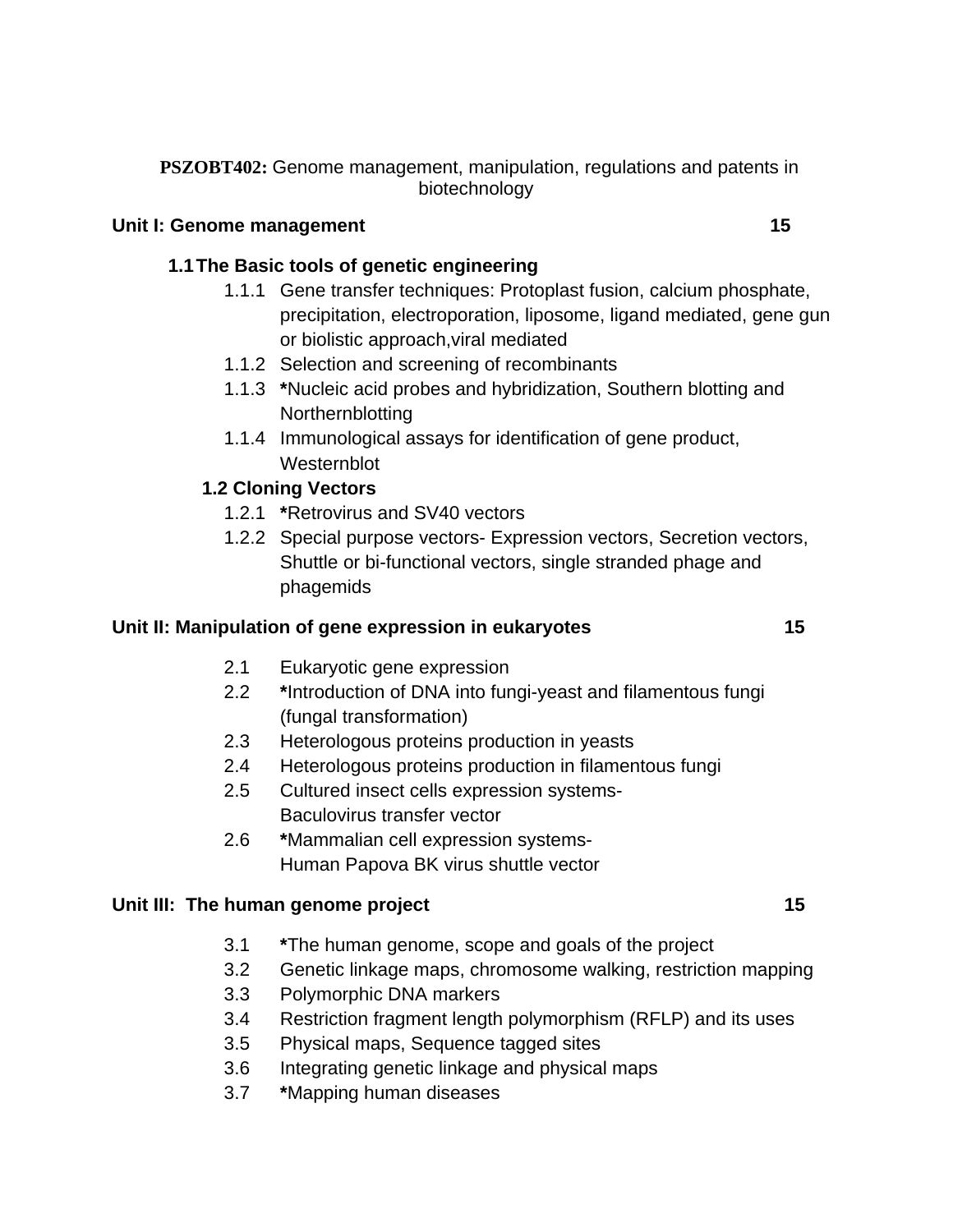**PSZOBT402:** Genome management, manipulation, regulations and patents in biotechnology

**Unit I: Genome management** **15**

**1.1 The Basic tools of genetic engineering**

- 1.1.1 Gene transfer techniques: Protoplast fusion, calcium phosphate, precipitation, electroporation, liposome, ligand mediated, gene gun or biolistic approach,viral mediated
- 1.1.2 Selection and screening of recombinants
- 1.1.3 **\***Nucleic acid probes and hybridization, Southern blotting and Northernblotting
- 1.1.4 Immunological assays for identification of gene product, Westernblot

**1.2 Cloning Vectors**

- 1.2.1 **\***Retrovirus and SV40 vectors
- 1.2.2 Special purpose vectors- Expression vectors, Secretion vectors, Shuttle or bi-functional vectors, single stranded phage and phagemids

**Unit II: Manipulation of gene expression in eukaryotes** **15**

- 2.1 Eukaryotic gene expression
- 2.2 **\***Introduction of DNA into fungi-yeast and filamentous fungi (fungal transformation)
- 2.3 Heterologous proteins production in yeasts
- 2.4 Heterologous proteins production in filamentous fungi
- 2.5 Cultured insect cells expression systems- Baculovirus transfer vector
- 2.6 **\***Mammalian cell expression systems- Human Papova BK virus shuttle vector

**Unit III: The human genome project** **15**

- 3.1 **\***The human genome, scope and goals of the project
- 3.2 Genetic linkage maps, chromosome walking, restriction mapping
- 3.3 Polymorphic DNA markers
- 3.4 Restriction fragment length polymorphism (RFLP) and its uses
- 3.5 Physical maps, Sequence tagged sites
- 3.6 Integrating genetic linkage and physical maps
- 3.7 **\***Mapping human diseases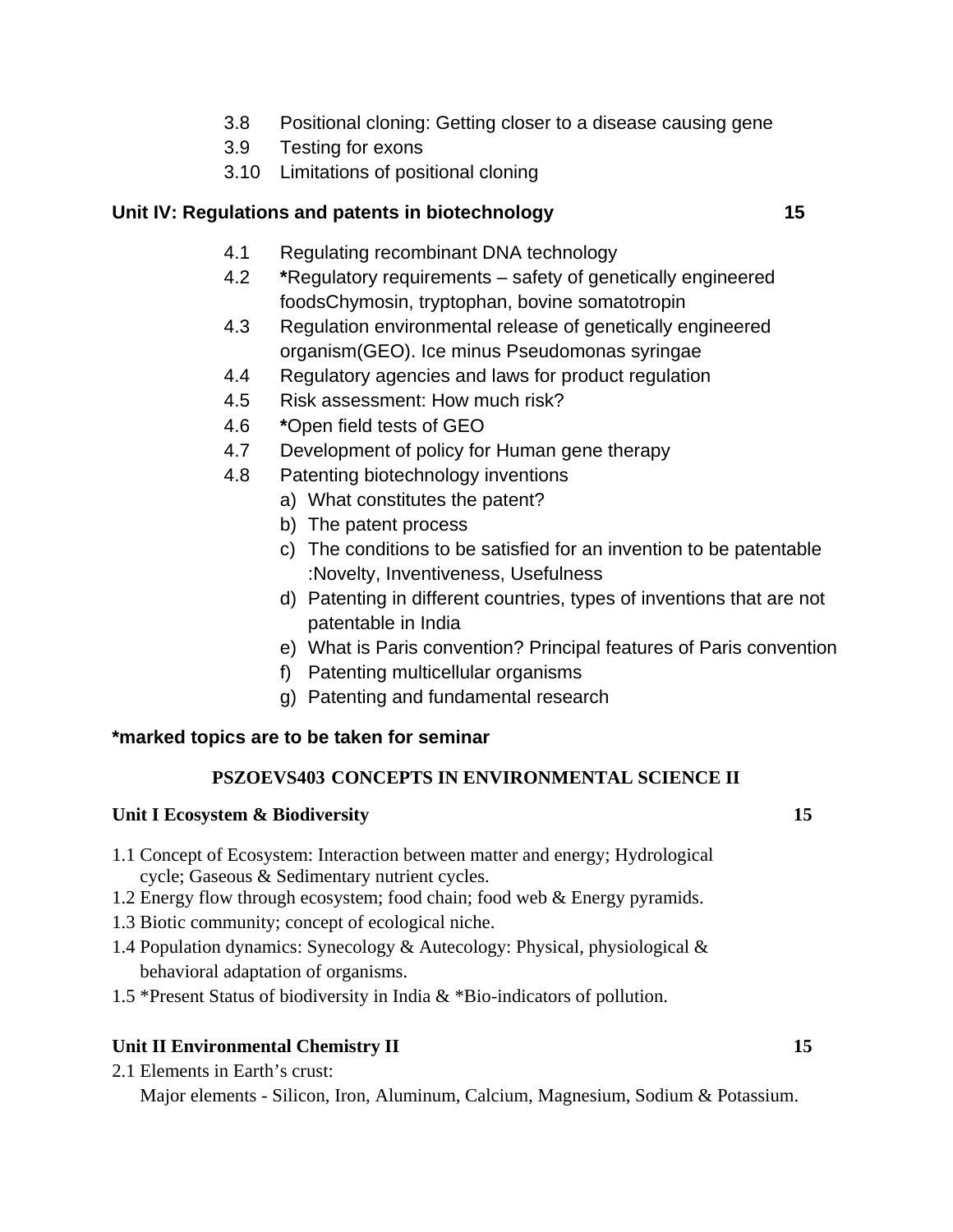3.8 Positional cloning: Getting closer to a disease causing gene
3.9 Testing for exons
3.10 Limitations of positional cloning

**Unit IV: Regulations and patents in biotechnology 15**

4.1 Regulating recombinant DNA technology
4.2 ***Regulatory requirements – safety of genetically engineered foodsChymosin, tryptophan, bovine somatotropin**
4.3 Regulation environmental release of genetically engineered organism(GEO). Ice minus Pseudomonas syringae
4.4 Regulatory agencies and laws for product regulation
4.5 Risk assessment: How much risk?
4.6 ***Open field tests of GEO**
4.7 Development of policy for Human gene therapy
4.8 Patenting biotechnology inventions
  a) What constitutes the patent?
  b) The patent process
  c) The conditions to be satisfied for an invention to be patentable :Novelty, Inventiveness, Usefulness
  d) Patenting in different countries, types of inventions that are not patentable in India
  e) What is Paris convention? Principal features of Paris convention
  f) Patenting multicellular organisms
  g) Patenting and fundamental research

***marked topics are to be taken for seminar**

## PSZOEVS403 CONCEPTS IN ENVIRONMENTAL SCIENCE II

**Unit I Ecosystem & Biodiversity 15**

1.1 Concept of Ecosystem: Interaction between matter and energy; Hydrological cycle; Gaseous & Sedimentary nutrient cycles.
1.2 Energy flow through ecosystem; food chain; food web & Energy pyramids.
1.3 Biotic community; concept of ecological niche.
1.4 Population dynamics: Synecology & Autecology: Physical, physiological & behavioral adaptation of organisms.
1.5 *Present Status of biodiversity in India & *Bio-indicators of pollution.

**Unit II Environmental Chemistry II 15**

2.1 Elements in Earth's crust:
Major elements - Silicon, Iron, Aluminum, Calcium, Magnesium, Sodium & Potassium.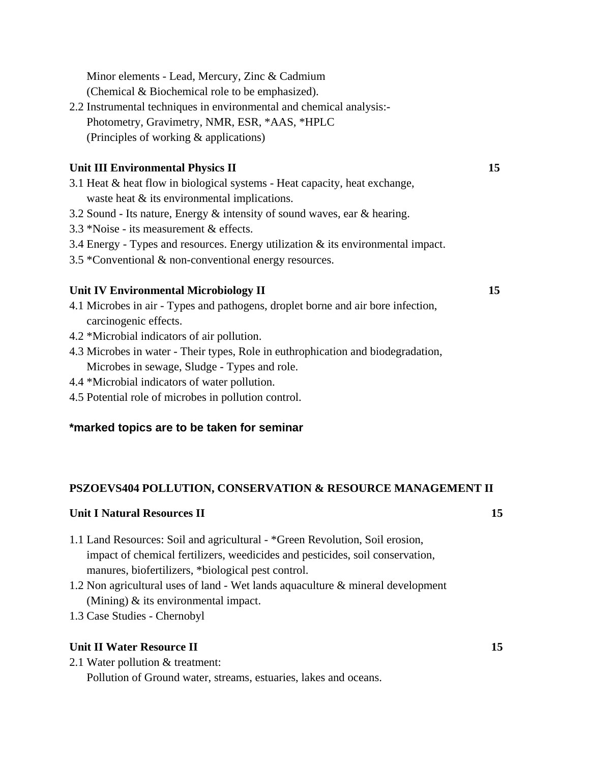Minor elements - Lead, Mercury, Zinc & Cadmium
(Chemical & Biochemical role to be emphasized).

2.2 Instrumental techniques in environmental and chemical analysis:-
Photometry, Gravimetry, NMR, ESR, *AAS, *HPLC
(Principles of working & applications)

**Unit III Environmental Physics II** **15**

3.1 Heat & heat flow in biological systems - Heat capacity, heat exchange, waste heat & its environmental implications.
3.2 Sound - Its nature, Energy & intensity of sound waves, ear & hearing.
3.3 *Noise - its measurement & effects.
3.4 Energy - Types and resources. Energy utilization & its environmental impact.
3.5 *Conventional & non-conventional energy resources.

**Unit IV Environmental Microbiology II** **15**

4.1 Microbes in air - Types and pathogens, droplet borne and air bore infection, carcinogenic effects.
4.2 *Microbial indicators of air pollution.
4.3 Microbes in water - Their types, Role in euthrophication and biodegradation, Microbes in sewage, Sludge - Types and role.
4.4 *Microbial indicators of water pollution.
4.5 Potential role of microbes in pollution control.

**\*marked topics are to be taken for seminar**

**PSZOEVS404 POLLUTION, CONSERVATION & RESOURCE MANAGEMENT II**

**Unit I Natural Resources II** **15**

1.1 Land Resources: Soil and agricultural - *Green Revolution, Soil erosion, impact of chemical fertilizers, weedicides and pesticides, soil conservation, manures, biofertilizers, *biological pest control.
1.2 Non agricultural uses of land - Wet lands aquaculture & mineral development (Mining) & its environmental impact.
1.3 Case Studies - Chernobyl

**Unit II Water Resource II** **15**

2.1 Water pollution & treatment:
Pollution of Ground water, streams, estuaries, lakes and oceans.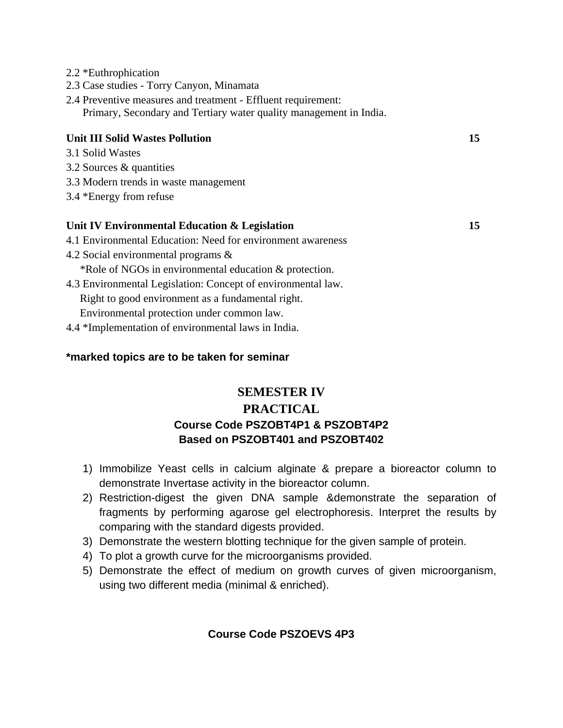2.2 *Euthrophication

2.3 Case studies - Torry Canyon, Minamata

2.4 Preventive measures and treatment - Effluent requirement:
Primary, Secondary and Tertiary water quality management in India.

**Unit III Solid Wastes Pollution** **15**

3.1 Solid Wastes

3.2 Sources & quantities

3.3 Modern trends in waste management

3.4 *Energy from refuse

**Unit IV Environmental Education & Legislation** **15**

4.1 Environmental Education: Need for environment awareness

4.2 Social environmental programs &
*Role of NGOs in environmental education & protection.

4.3 Environmental Legislation: Concept of environmental law.
Right to good environment as a fundamental right.
Environmental protection under common law.

4.4 *Implementation of environmental laws in India.

**\*marked topics are to be taken for seminar**

## SEMESTER IV
## PRACTICAL
### Course Code PSZOBT4P1 & PSZOBT4P2
### Based on PSZOBT401 and PSZOBT402

1) Immobilize Yeast cells in calcium alginate & prepare a bioreactor column to demonstrate Invertase activity in the bioreactor column.
2) Restriction-digest the given DNA sample &demonstrate the separation of fragments by performing agarose gel electrophoresis. Interpret the results by comparing with the standard digests provided.
3) Demonstrate the western blotting technique for the given sample of protein.
4) To plot a growth curve for the microorganisms provided.
5) Demonstrate the effect of medium on growth curves of given microorganism, using two different media (minimal & enriched).

### Course Code PSZOEVS 4P3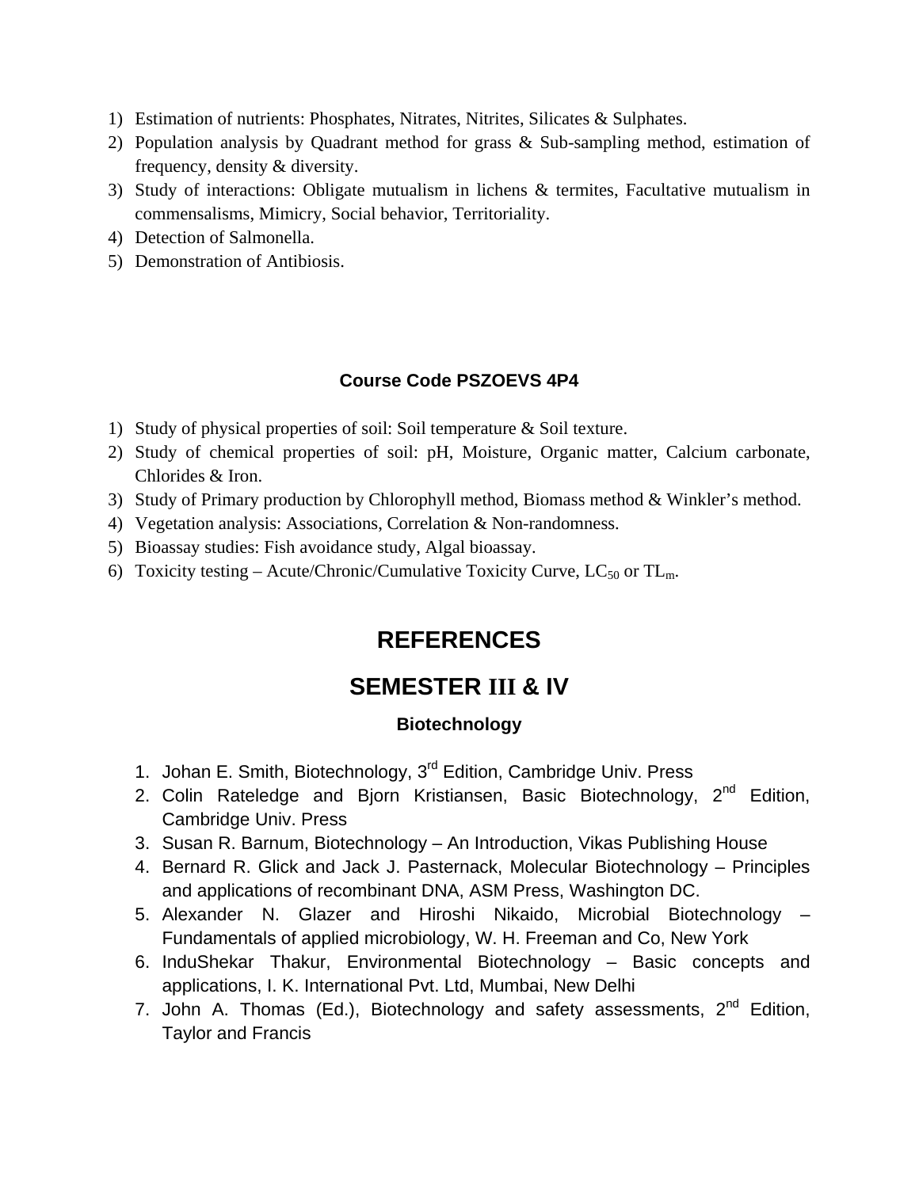1) Estimation of nutrients: Phosphates, Nitrates, Nitrites, Silicates & Sulphates.
2) Population analysis by Quadrant method for grass & Sub-sampling method, estimation of frequency, density & diversity.
3) Study of interactions: Obligate mutualism in lichens & termites, Facultative mutualism in commensalisms, Mimicry, Social behavior, Territoriality.
4) Detection of Salmonella.
5) Demonstration of Antibiosis.

### Course Code PSZOEVS 4P4

1) Study of physical properties of soil: Soil temperature & Soil texture.
2) Study of chemical properties of soil: pH, Moisture, Organic matter, Calcium carbonate, Chlorides & Iron.
3) Study of Primary production by Chlorophyll method, Biomass method & Winkler's method.
4) Vegetation analysis: Associations, Correlation & Non-randomness.
5) Bioassay studies: Fish avoidance study, Algal bioassay.
6) Toxicity testing – Acute/Chronic/Cumulative Toxicity Curve, $LC_{50}$ or $TL_m$.

# REFERENCES

# SEMESTER III & IV

### Biotechnology

1. Johan E. Smith, Biotechnology, 3rd Edition, Cambridge Univ. Press
2. Colin Rateledge and Bjorn Kristiansen, Basic Biotechnology, 2nd Edition, Cambridge Univ. Press
3. Susan R. Barnum, Biotechnology – An Introduction, Vikas Publishing House
4. Bernard R. Glick and Jack J. Pasternack, Molecular Biotechnology – Principles and applications of recombinant DNA, ASM Press, Washington DC.
5. Alexander N. Glazer and Hiroshi Nikaido, Microbial Biotechnology – Fundamentals of applied microbiology, W. H. Freeman and Co, New York
6. InduShekar Thakur, Environmental Biotechnology – Basic concepts and applications, I. K. International Pvt. Ltd, Mumbai, New Delhi
7. John A. Thomas (Ed.), Biotechnology and safety assessments, 2nd Edition, Taylor and Francis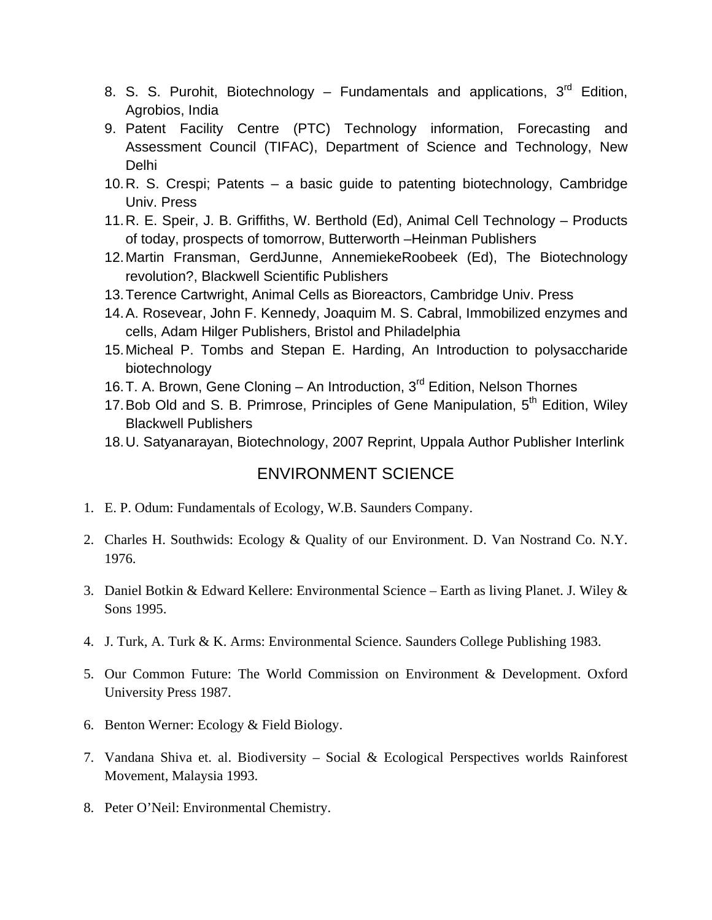8. S. S. Purohit, Biotechnology – Fundamentals and applications, 3rd Edition, Agrobios, India
9. Patent Facility Centre (PTC) Technology information, Forecasting and Assessment Council (TIFAC), Department of Science and Technology, New Delhi
10. R. S. Crespi; Patents – a basic guide to patenting biotechnology, Cambridge Univ. Press
11. R. E. Speir, J. B. Griffiths, W. Berthold (Ed), Animal Cell Technology – Products of today, prospects of tomorrow, Butterworth –Heinman Publishers
12. Martin Fransman, GerdJunne, AnnemiekeRoobeek (Ed), The Biotechnology revolution?, Blackwell Scientific Publishers
13. Terence Cartwright, Animal Cells as Bioreactors, Cambridge Univ. Press
14. A. Rosevear, John F. Kennedy, Joaquim M. S. Cabral, Immobilized enzymes and cells, Adam Hilger Publishers, Bristol and Philadelphia
15. Micheal P. Tombs and Stepan E. Harding, An Introduction to polysaccharide biotechnology
16. T. A. Brown, Gene Cloning – An Introduction, 3rd Edition, Nelson Thornes
17. Bob Old and S. B. Primrose, Principles of Gene Manipulation, 5th Edition, Wiley Blackwell Publishers
18. U. Satyanarayan, Biotechnology, 2007 Reprint, Uppala Author Publisher Interlink

## ENVIRONMENT SCIENCE

1. E. P. Odum: Fundamentals of Ecology, W.B. Saunders Company.
2. Charles H. Southwids: Ecology & Quality of our Environment. D. Van Nostrand Co. N.Y. 1976.
3. Daniel Botkin & Edward Kellere: Environmental Science – Earth as living Planet. J. Wiley & Sons 1995.
4. J. Turk, A. Turk & K. Arms: Environmental Science. Saunders College Publishing 1983.
5. Our Common Future: The World Commission on Environment & Development. Oxford University Press 1987.
6. Benton Werner: Ecology & Field Biology.
7. Vandana Shiva et. al. Biodiversity – Social & Ecological Perspectives worlds Rainforest Movement, Malaysia 1993.
8. Peter O'Neil: Environmental Chemistry.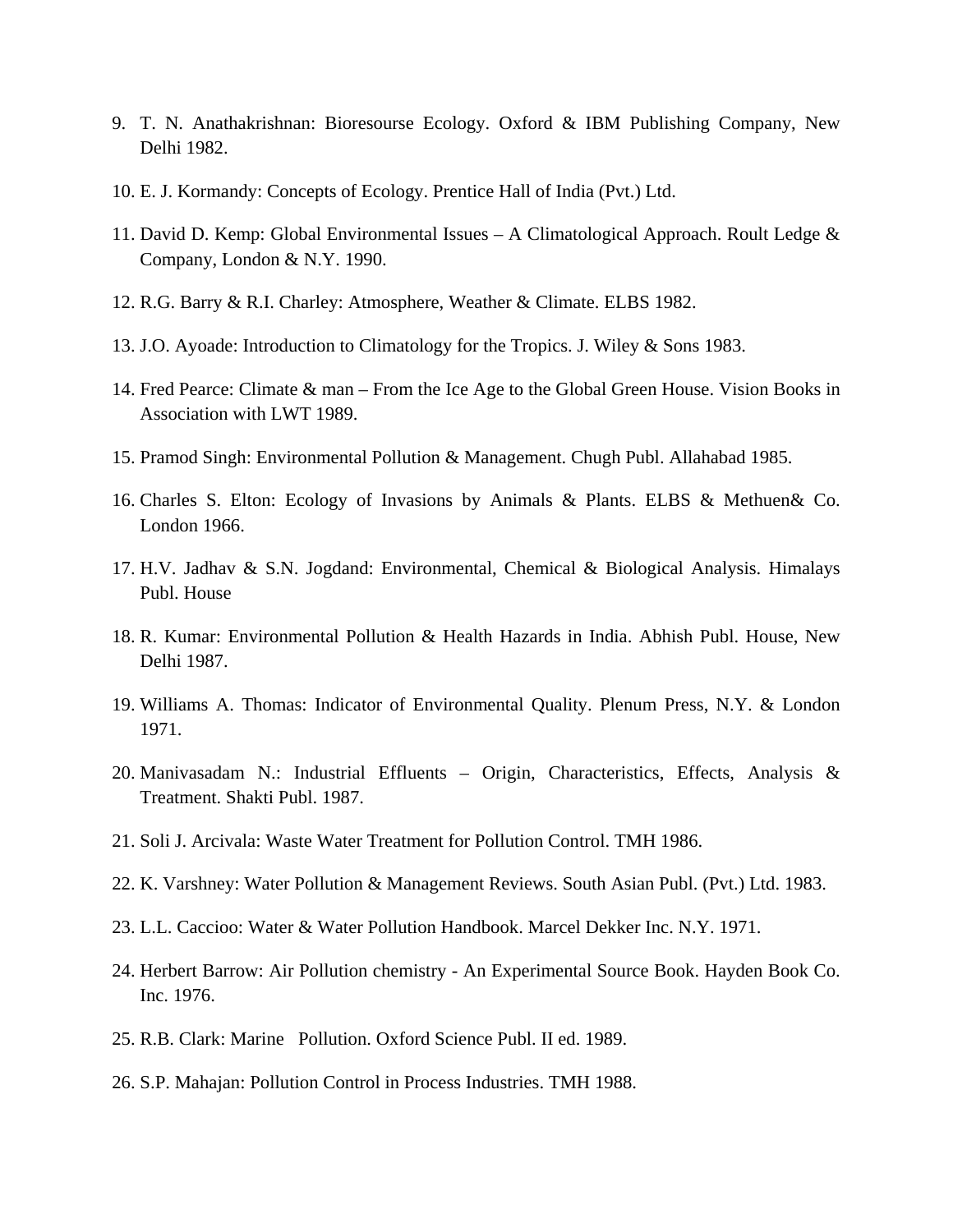9. T. N. Anathakrishnan: Bioresourse Ecology. Oxford & IBM Publishing Company, New Delhi 1982.
10. E. J. Kormandy: Concepts of Ecology. Prentice Hall of India (Pvt.) Ltd.
11. David D. Kemp: Global Environmental Issues – A Climatological Approach. Roult Ledge & Company, London & N.Y. 1990.
12. R.G. Barry & R.I. Charley: Atmosphere, Weather & Climate. ELBS 1982.
13. J.O. Ayoade: Introduction to Climatology for the Tropics. J. Wiley & Sons 1983.
14. Fred Pearce: Climate & man – From the Ice Age to the Global Green House. Vision Books in Association with LWT 1989.
15. Pramod Singh: Environmental Pollution & Management. Chugh Publ. Allahabad 1985.
16. Charles S. Elton: Ecology of Invasions by Animals & Plants. ELBS & Methuen& Co. London 1966.
17. H.V. Jadhav & S.N. Jogdand: Environmental, Chemical & Biological Analysis. Himalays Publ. House
18. R. Kumar: Environmental Pollution & Health Hazards in India. Abhish Publ. House, New Delhi 1987.
19. Williams A. Thomas: Indicator of Environmental Quality. Plenum Press, N.Y. & London 1971.
20. Manivasadam N.: Industrial Effluents – Origin, Characteristics, Effects, Analysis & Treatment. Shakti Publ. 1987.
21. Soli J. Arcivala: Waste Water Treatment for Pollution Control. TMH 1986.
22. K. Varshney: Water Pollution & Management Reviews. South Asian Publ. (Pvt.) Ltd. 1983.
23. L.L. Caccioo: Water & Water Pollution Handbook. Marcel Dekker Inc. N.Y. 1971.
24. Herbert Barrow: Air Pollution chemistry - An Experimental Source Book. Hayden Book Co. Inc. 1976.
25. R.B. Clark: Marine Pollution. Oxford Science Publ. II ed. 1989.
26. S.P. Mahajan: Pollution Control in Process Industries. TMH 1988.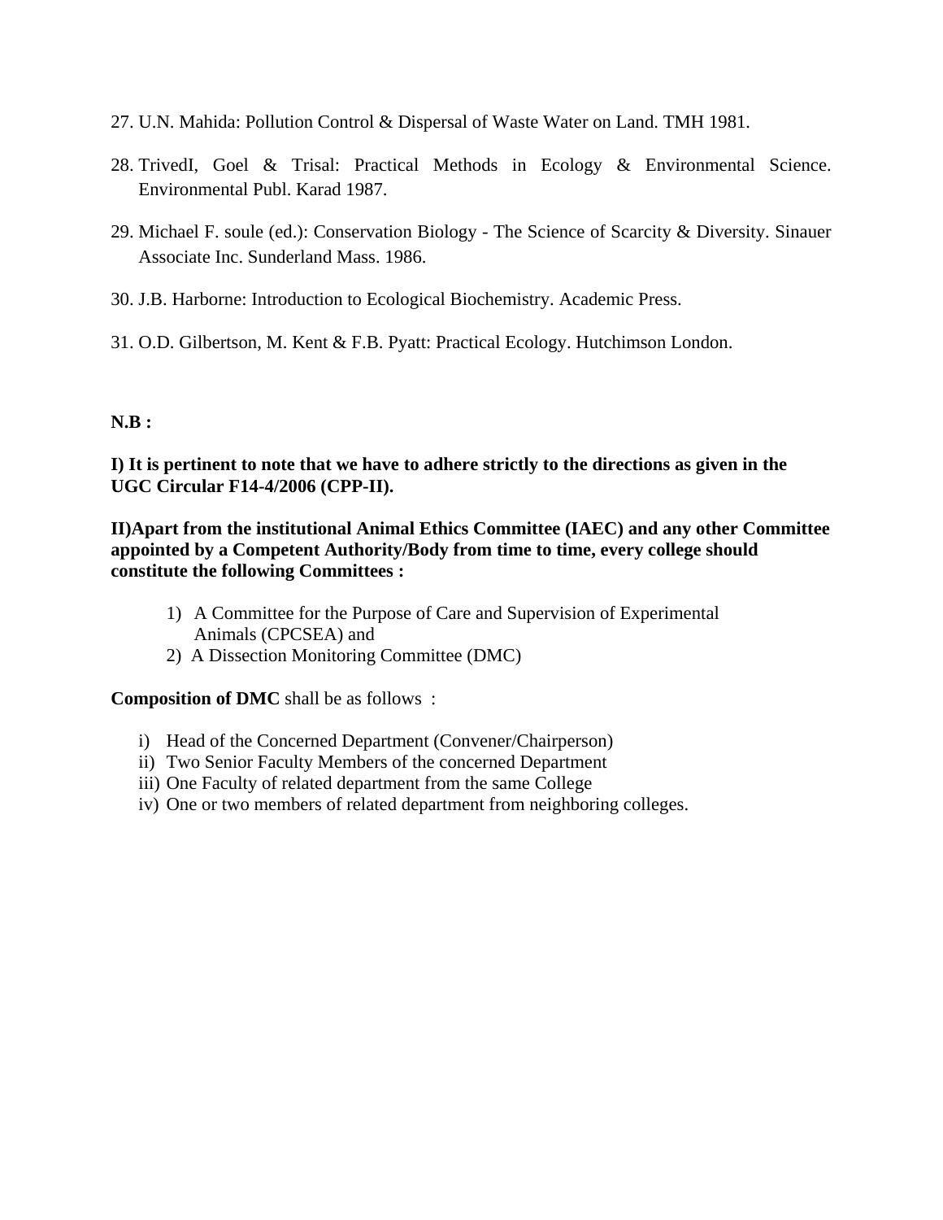27. U.N. Mahida: Pollution Control & Dispersal of Waste Water on Land. TMH 1981.

28. TrivedI, Goel & Trisal: Practical Methods in Ecology & Environmental Science. Environmental Publ. Karad 1987.

29. Michael F. soule (ed.): Conservation Biology - The Science of Scarcity & Diversity. Sinauer Associate Inc. Sunderland Mass. 1986.

30. J.B. Harborne: Introduction to Ecological Biochemistry. Academic Press.

31. O.D. Gilbertson, M. Kent & F.B. Pyatt: Practical Ecology. Hutchimson London.

**N.B :**

**I) It is pertinent to note that we have to adhere strictly to the directions as given in the UGC Circular F14-4/2006 (CPP-II).**

**II)Apart from the institutional Animal Ethics Committee (IAEC) and any other Committee appointed by a Competent Authority/Body from time to time, every college should constitute the following Committees :**

1) A Committee for the Purpose of Care and Supervision of Experimental Animals (CPCSEA) and
2) A Dissection Monitoring Committee (DMC)

**Composition of DMC** shall be as follows :

i) Head of the Concerned Department (Convener/Chairperson)
ii) Two Senior Faculty Members of the concerned Department
iii) One Faculty of related department from the same College
iv) One or two members of related department from neighboring colleges.